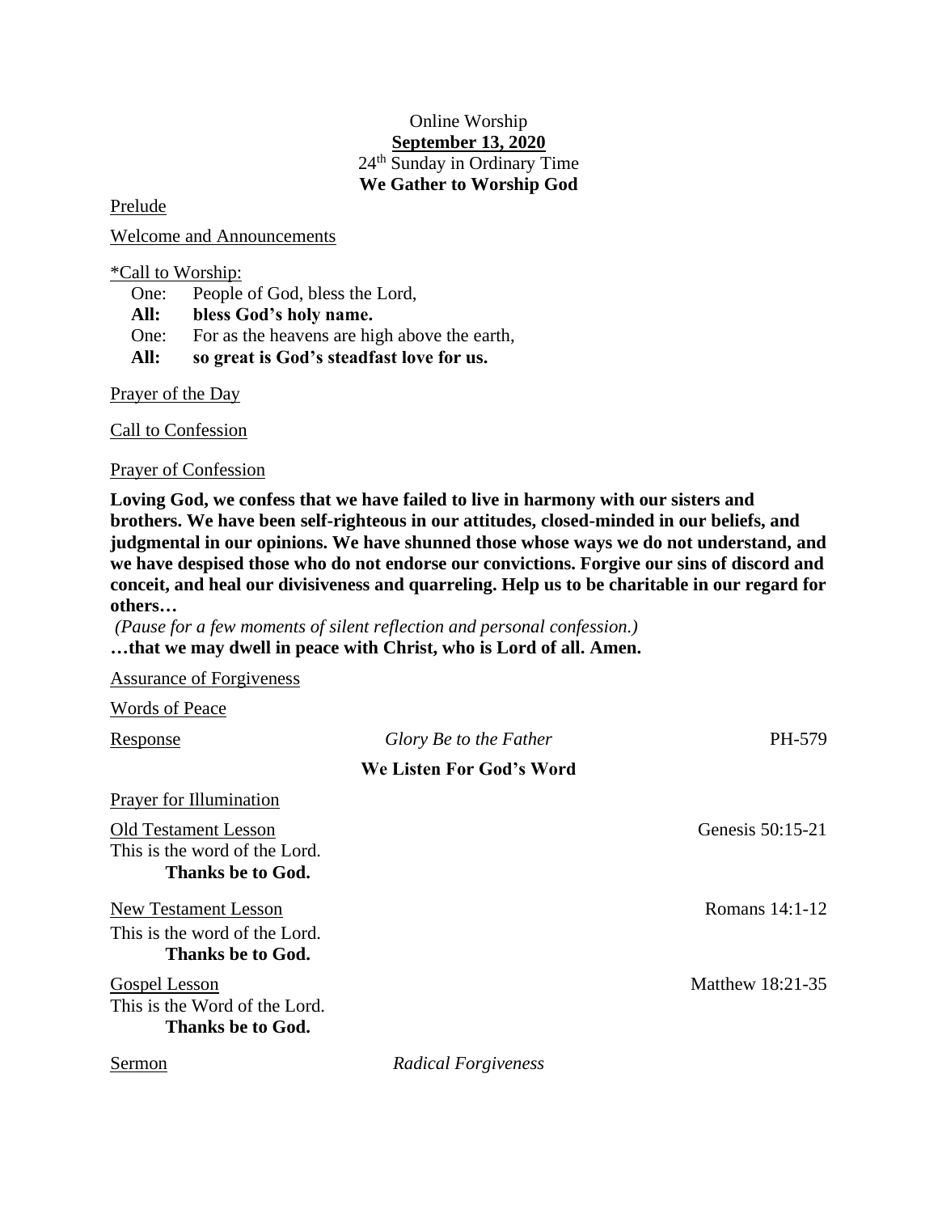Online Worship

**September 13, 2020**

24th Sunday in Ordinary Time

**We Gather to Worship God**

Prelude

Welcome and Announcements

*Call to Worship:

One: People of God, bless the Lord,
**All: bless God's holy name.**
One: For as the heavens are high above the earth,
**All: so great is God's steadfast love for us.**

Prayer of the Day

Call to Confession

Prayer of Confession

**Loving God, we confess that we have failed to live in harmony with our sisters and brothers. We have been self-righteous in our attitudes, closed-minded in our beliefs, and judgmental in our opinions. We have shunned those whose ways we do not understand, and we have despised those who do not endorse our convictions. Forgive our sins of discord and conceit, and heal our divisiveness and quarreling. Help us to be charitable in our regard for others…**

*(Pause for a few moments of silent reflection and personal confession.)*

**…that we may dwell in peace with Christ, who is Lord of all. Amen.**

Assurance of Forgiveness

Words of Peace

Response — *Glory Be to the Father* — PH-579

**We Listen For God's Word**

Prayer for Illumination

Old Testament Lesson — Genesis 50:15-21
This is the word of the Lord.
**Thanks be to God.**

New Testament Lesson — Romans 14:1-12
This is the word of the Lord.
**Thanks be to God.**

Gospel Lesson — Matthew 18:21-35
This is the Word of the Lord.
**Thanks be to God.**

Sermon — *Radical Forgiveness*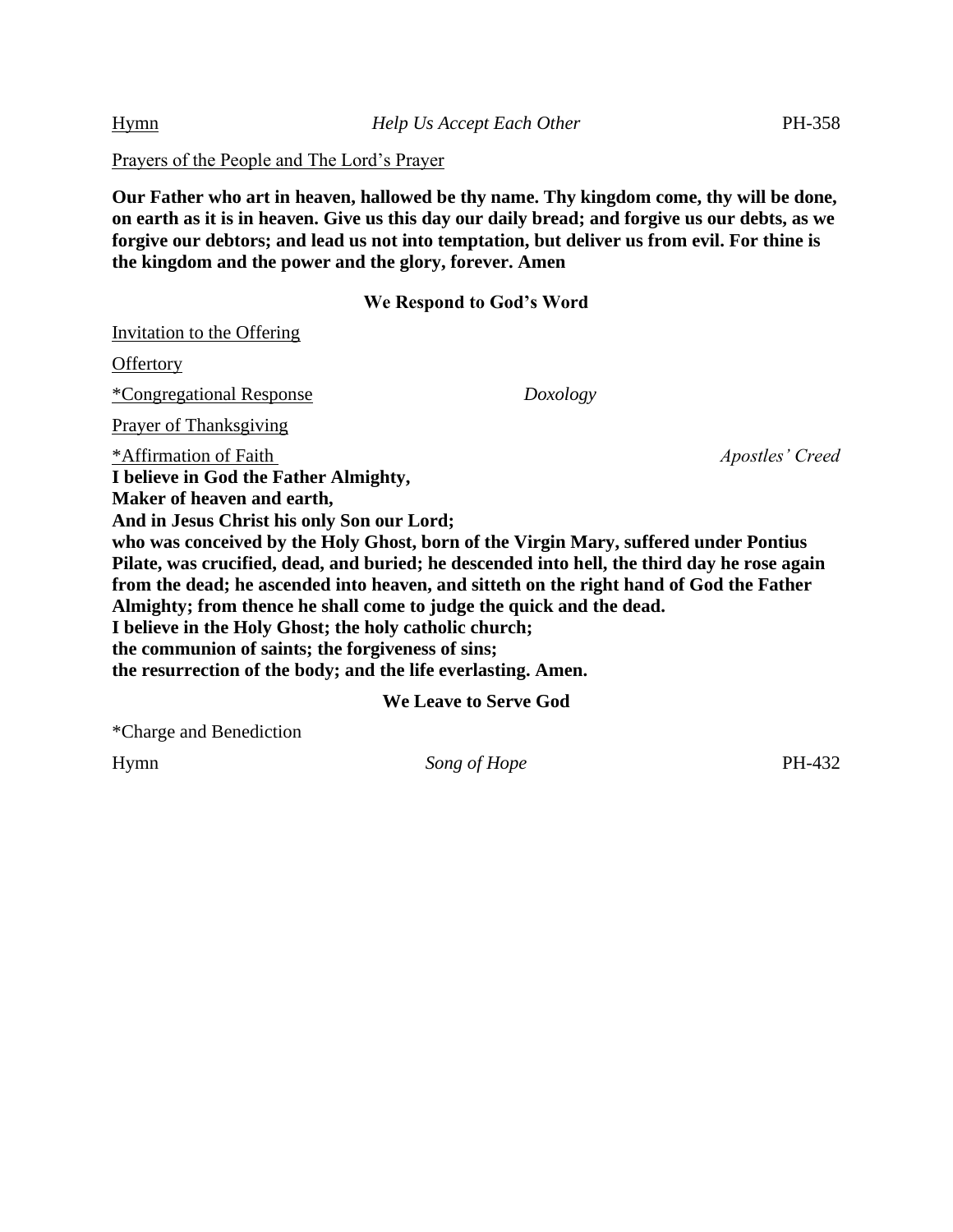Hymn *Help Us Accept Each Other* PH-358

Prayers of the People and The Lord's Prayer

**Our Father who art in heaven, hallowed be thy name. Thy kingdom come, thy will be done, on earth as it is in heaven. Give us this day our daily bread; and forgive us our debts, as we forgive our debtors; and lead us not into temptation, but deliver us from evil. For thine is the kingdom and the power and the glory, forever. Amen**

**We Respond to God's Word**

Invitation to the Offering

Offertory

*Congregational Response *Doxology*

Prayer of Thanksgiving

*Affirmation of Faith *Apostles' Creed*

**I believe in God the Father Almighty,**
**Maker of heaven and earth,**
**And in Jesus Christ his only Son our Lord;**
**who was conceived by the Holy Ghost, born of the Virgin Mary, suffered under Pontius Pilate, was crucified, dead, and buried; he descended into hell, the third day he rose again from the dead; he ascended into heaven, and sitteth on the right hand of God the Father Almighty; from thence he shall come to judge the quick and the dead.**
**I believe in the Holy Ghost; the holy catholic church;**
**the communion of saints; the forgiveness of sins;**
**the resurrection of the body; and the life everlasting. Amen.**

**We Leave to Serve God**

*Charge and Benediction

Hymn *Song of Hope* PH-432